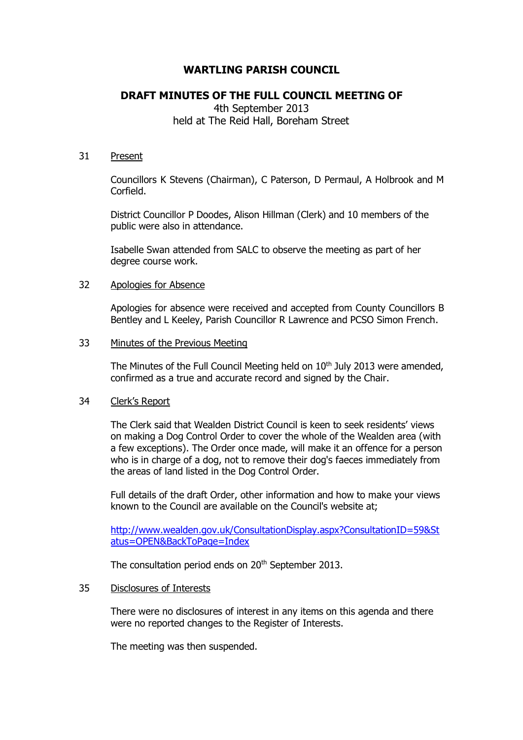# WARTLING PARISH COUNCIL

## DRAFT MINUTES OF THE FULL COUNCIL MEETING OF

4th September 2013
held at The Reid Hall, Boreham Street

31 Present

Councillors K Stevens (Chairman), C Paterson, D Permaul, A Holbrook and M Corfield.

District Councillor P Doodes, Alison Hillman (Clerk) and 10 members of the public were also in attendance.

Isabelle Swan attended from SALC to observe the meeting as part of her degree course work.

32 Apologies for Absence

Apologies for absence were received and accepted from County Councillors B Bentley and L Keeley, Parish Councillor R Lawrence and PCSO Simon French.

33 Minutes of the Previous Meeting

The Minutes of the Full Council Meeting held on 10th July 2013 were amended, confirmed as a true and accurate record and signed by the Chair.

34 Clerk's Report

The Clerk said that Wealden District Council is keen to seek residents' views on making a Dog Control Order to cover the whole of the Wealden area (with a few exceptions). The Order once made, will make it an offence for a person who is in charge of a dog, not to remove their dog's faeces immediately from the areas of land listed in the Dog Control Order.

Full details of the draft Order, other information and how to make your views known to the Council are available on the Council's website at;

http://www.wealden.gov.uk/ConsultationDisplay.aspx?ConsultationID=59&Status=OPEN&BackToPage=Index

The consultation period ends on 20th September 2013.

35 Disclosures of Interests

There were no disclosures of interest in any items on this agenda and there were no reported changes to the Register of Interests.

The meeting was then suspended.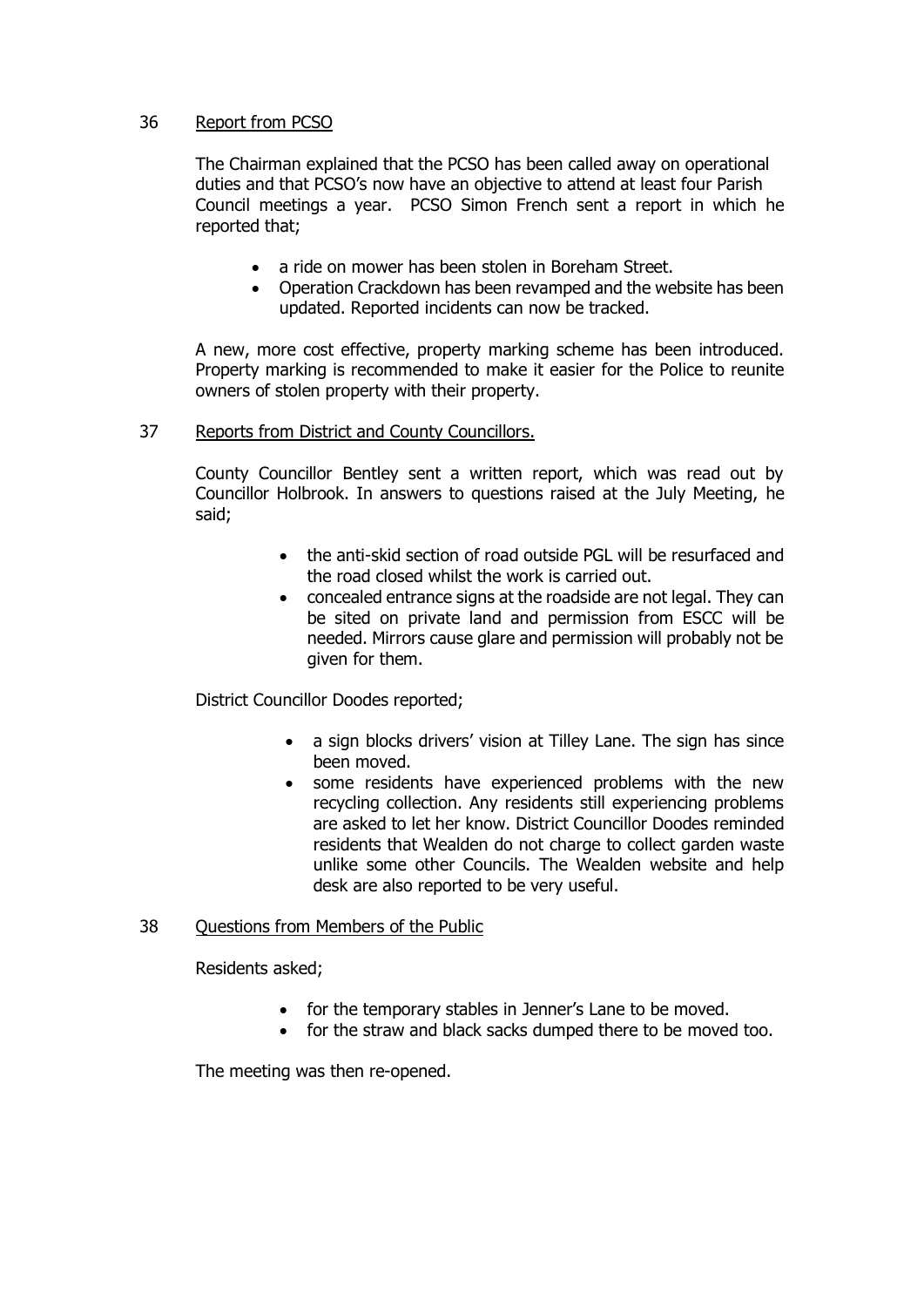36 Report from PCSO

The Chairman explained that the PCSO has been called away on operational duties and that PCSO's now have an objective to attend at least four Parish Council meetings a year. PCSO Simon French sent a report in which he reported that;

- a ride on mower has been stolen in Boreham Street.
- Operation Crackdown has been revamped and the website has been updated. Reported incidents can now be tracked.

A new, more cost effective, property marking scheme has been introduced. Property marking is recommended to make it easier for the Police to reunite owners of stolen property with their property.

37 Reports from District and County Councillors.

County Councillor Bentley sent a written report, which was read out by Councillor Holbrook. In answers to questions raised at the July Meeting, he said;

- the anti-skid section of road outside PGL will be resurfaced and the road closed whilst the work is carried out.
- concealed entrance signs at the roadside are not legal. They can be sited on private land and permission from ESCC will be needed. Mirrors cause glare and permission will probably not be given for them.

District Councillor Doodes reported;

- a sign blocks drivers' vision at Tilley Lane. The sign has since been moved.
- some residents have experienced problems with the new recycling collection. Any residents still experiencing problems are asked to let her know. District Councillor Doodes reminded residents that Wealden do not charge to collect garden waste unlike some other Councils. The Wealden website and help desk are also reported to be very useful.

38 Questions from Members of the Public

Residents asked;

- for the temporary stables in Jenner's Lane to be moved.
- for the straw and black sacks dumped there to be moved too.

The meeting was then re-opened.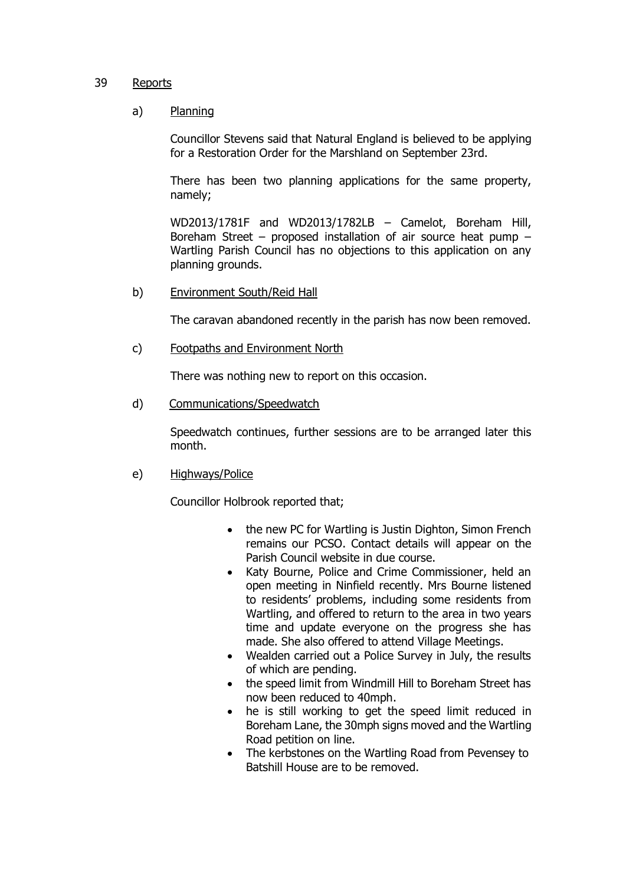39 <u>Reports</u>

a) <u>Planning</u>

Councillor Stevens said that Natural England is believed to be applying for a Restoration Order for the Marshland on September 23rd.

There has been two planning applications for the same property, namely;

WD2013/1781F and WD2013/1782LB – Camelot, Boreham Hill, Boreham Street – proposed installation of air source heat pump – Wartling Parish Council has no objections to this application on any planning grounds.

b) <u>Environment South/Reid Hall</u>

The caravan abandoned recently in the parish has now been removed.

c) <u>Footpaths and Environment North</u>

There was nothing new to report on this occasion.

d) <u>Communications/Speedwatch</u>

Speedwatch continues, further sessions are to be arranged later this month.

e) <u>Highways/Police</u>

Councillor Holbrook reported that;

- the new PC for Wartling is Justin Dighton, Simon French remains our PCSO. Contact details will appear on the Parish Council website in due course.
- Katy Bourne, Police and Crime Commissioner, held an open meeting in Ninfield recently. Mrs Bourne listened to residents' problems, including some residents from Wartling, and offered to return to the area in two years time and update everyone on the progress she has made. She also offered to attend Village Meetings.
- Wealden carried out a Police Survey in July, the results of which are pending.
- the speed limit from Windmill Hill to Boreham Street has now been reduced to 40mph.
- he is still working to get the speed limit reduced in Boreham Lane, the 30mph signs moved and the Wartling Road petition on line.
- The kerbstones on the Wartling Road from Pevensey to Batshill House are to be removed.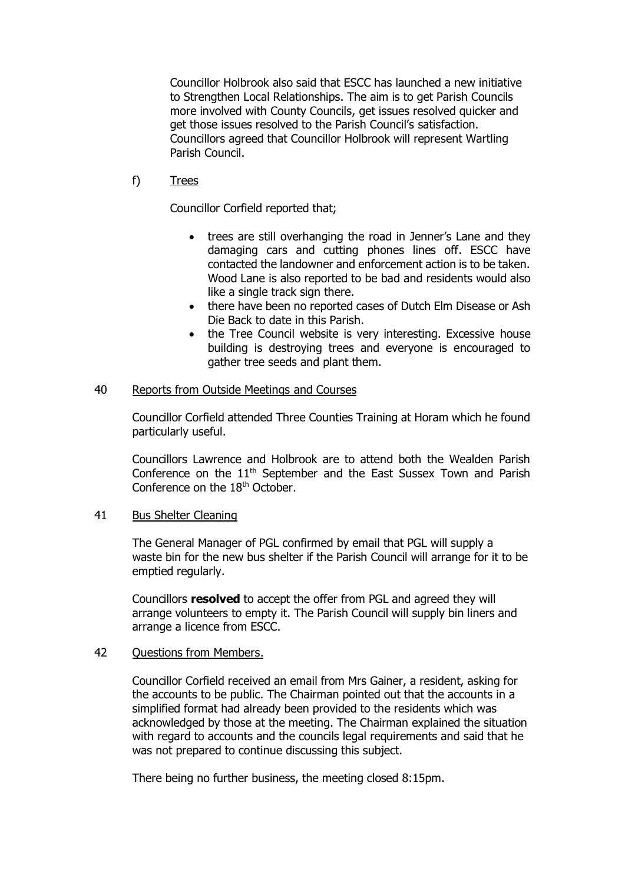Councillor Holbrook also said that ESCC has launched a new initiative to Strengthen Local Relationships. The aim is to get Parish Councils more involved with County Councils, get issues resolved quicker and get those issues resolved to the Parish Council's satisfaction. Councillors agreed that Councillor Holbrook will represent Wartling Parish Council.

f) Trees

Councillor Corfield reported that;

- trees are still overhanging the road in Jenner's Lane and they damaging cars and cutting phones lines off. ESCC have contacted the landowner and enforcement action is to be taken. Wood Lane is also reported to be bad and residents would also like a single track sign there.
- there have been no reported cases of Dutch Elm Disease or Ash Die Back to date in this Parish.
- the Tree Council website is very interesting. Excessive house building is destroying trees and everyone is encouraged to gather tree seeds and plant them.

## 40 Reports from Outside Meetings and Courses

Councillor Corfield attended Three Counties Training at Horam which he found particularly useful.

Councillors Lawrence and Holbrook are to attend both the Wealden Parish Conference on the 11th September and the East Sussex Town and Parish Conference on the 18th October.

## 41 Bus Shelter Cleaning

The General Manager of PGL confirmed by email that PGL will supply a waste bin for the new bus shelter if the Parish Council will arrange for it to be emptied regularly.

Councillors **resolved** to accept the offer from PGL and agreed they will arrange volunteers to empty it. The Parish Council will supply bin liners and arrange a licence from ESCC.

## 42 Questions from Members.

Councillor Corfield received an email from Mrs Gainer, a resident, asking for the accounts to be public. The Chairman pointed out that the accounts in a simplified format had already been provided to the residents which was acknowledged by those at the meeting. The Chairman explained the situation with regard to accounts and the councils legal requirements and said that he was not prepared to continue discussing this subject.

There being no further business, the meeting closed 8:15pm.